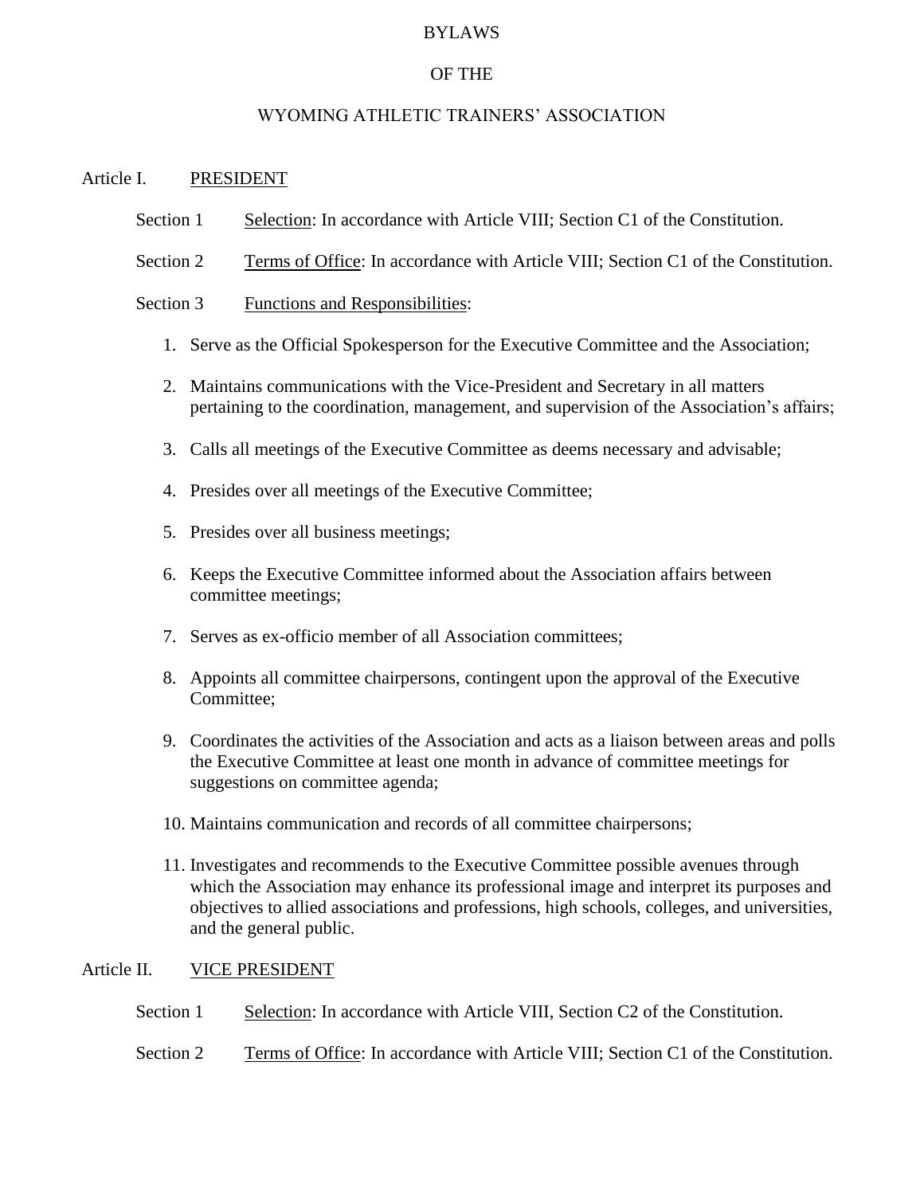# BYLAWS

# OF THE

# WYOMING ATHLETIC TRAINERS' ASSOCIATION

## Article I. PRESIDENT

Section 1 Selection: In accordance with Article VIII; Section C1 of the Constitution.

Section 2 Terms of Office: In accordance with Article VIII; Section C1 of the Constitution.

Section 3 Functions and Responsibilities:

1. Serve as the Official Spokesperson for the Executive Committee and the Association;
2. Maintains communications with the Vice-President and Secretary in all matters pertaining to the coordination, management, and supervision of the Association's affairs;
3. Calls all meetings of the Executive Committee as deems necessary and advisable;
4. Presides over all meetings of the Executive Committee;
5. Presides over all business meetings;
6. Keeps the Executive Committee informed about the Association affairs between committee meetings;
7. Serves as ex-officio member of all Association committees;
8. Appoints all committee chairpersons, contingent upon the approval of the Executive Committee;
9. Coordinates the activities of the Association and acts as a liaison between areas and polls the Executive Committee at least one month in advance of committee meetings for suggestions on committee agenda;
10. Maintains communication and records of all committee chairpersons;
11. Investigates and recommends to the Executive Committee possible avenues through which the Association may enhance its professional image and interpret its purposes and objectives to allied associations and professions, high schools, colleges, and universities, and the general public.

## Article II. VICE PRESIDENT

Section 1 Selection: In accordance with Article VIII, Section C2 of the Constitution.

Section 2 Terms of Office: In accordance with Article VIII; Section C1 of the Constitution.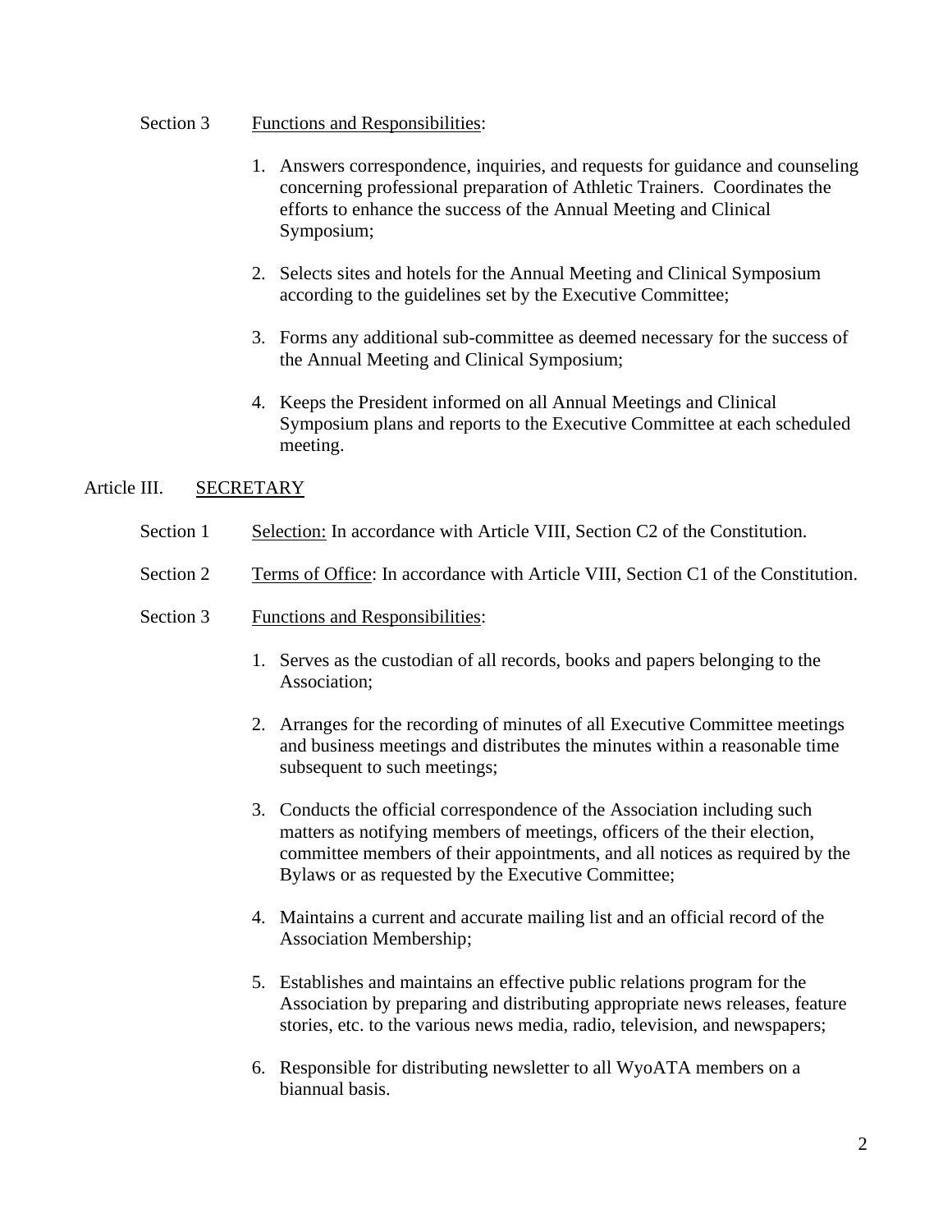Section 3 Functions and Responsibilities:

1. Answers correspondence, inquiries, and requests for guidance and counseling concerning professional preparation of Athletic Trainers. Coordinates the efforts to enhance the success of the Annual Meeting and Clinical Symposium;

2. Selects sites and hotels for the Annual Meeting and Clinical Symposium according to the guidelines set by the Executive Committee;

3. Forms any additional sub-committee as deemed necessary for the success of the Annual Meeting and Clinical Symposium;

4. Keeps the President informed on all Annual Meetings and Clinical Symposium plans and reports to the Executive Committee at each scheduled meeting.

## Article III. SECRETARY

Section 1 Selection: In accordance with Article VIII, Section C2 of the Constitution.

Section 2 Terms of Office: In accordance with Article VIII, Section C1 of the Constitution.

Section 3 Functions and Responsibilities:

1. Serves as the custodian of all records, books and papers belonging to the Association;

2. Arranges for the recording of minutes of all Executive Committee meetings and business meetings and distributes the minutes within a reasonable time subsequent to such meetings;

3. Conducts the official correspondence of the Association including such matters as notifying members of meetings, officers of the their election, committee members of their appointments, and all notices as required by the Bylaws or as requested by the Executive Committee;

4. Maintains a current and accurate mailing list and an official record of the Association Membership;

5. Establishes and maintains an effective public relations program for the Association by preparing and distributing appropriate news releases, feature stories, etc. to the various news media, radio, television, and newspapers;

6. Responsible for distributing newsletter to all WyoATA members on a biannual basis.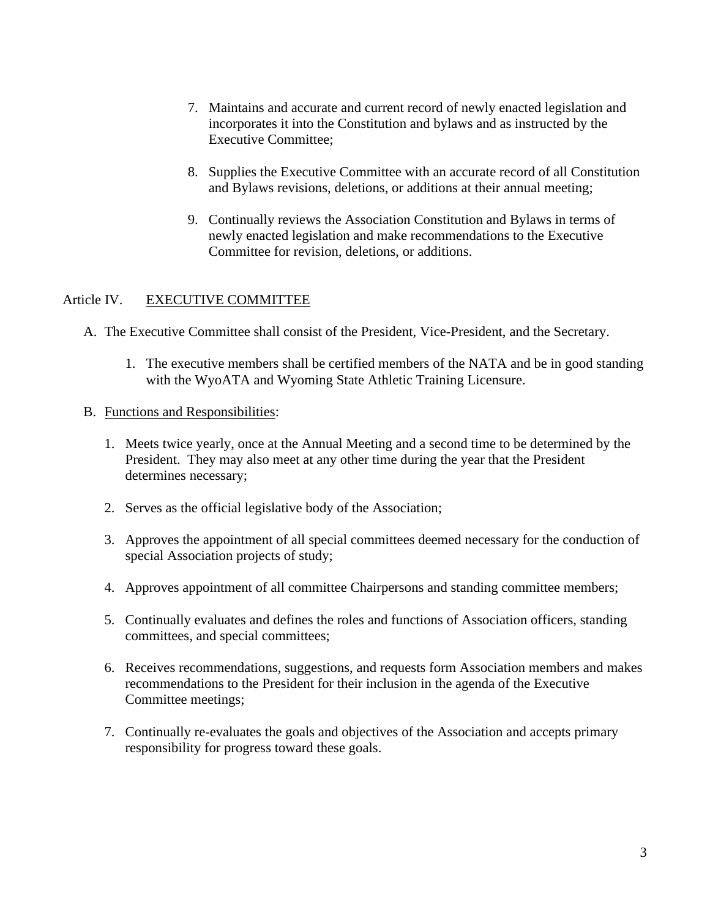7. Maintains and accurate and current record of newly enacted legislation and incorporates it into the Constitution and bylaws and as instructed by the Executive Committee;

8. Supplies the Executive Committee with an accurate record of all Constitution and Bylaws revisions, deletions, or additions at their annual meeting;

9. Continually reviews the Association Constitution and Bylaws in terms of newly enacted legislation and make recommendations to the Executive Committee for revision, deletions, or additions.

## Article IV. EXECUTIVE COMMITTEE

A. The Executive Committee shall consist of the President, Vice-President, and the Secretary.

   1. The executive members shall be certified members of the NATA and be in good standing with the WyoATA and Wyoming State Athletic Training Licensure.

B. Functions and Responsibilities:

   1. Meets twice yearly, once at the Annual Meeting and a second time to be determined by the President. They may also meet at any other time during the year that the President determines necessary;

   2. Serves as the official legislative body of the Association;

   3. Approves the appointment of all special committees deemed necessary for the conduction of special Association projects of study;

   4. Approves appointment of all committee Chairpersons and standing committee members;

   5. Continually evaluates and defines the roles and functions of Association officers, standing committees, and special committees;

   6. Receives recommendations, suggestions, and requests form Association members and makes recommendations to the President for their inclusion in the agenda of the Executive Committee meetings;

   7. Continually re-evaluates the goals and objectives of the Association and accepts primary responsibility for progress toward these goals.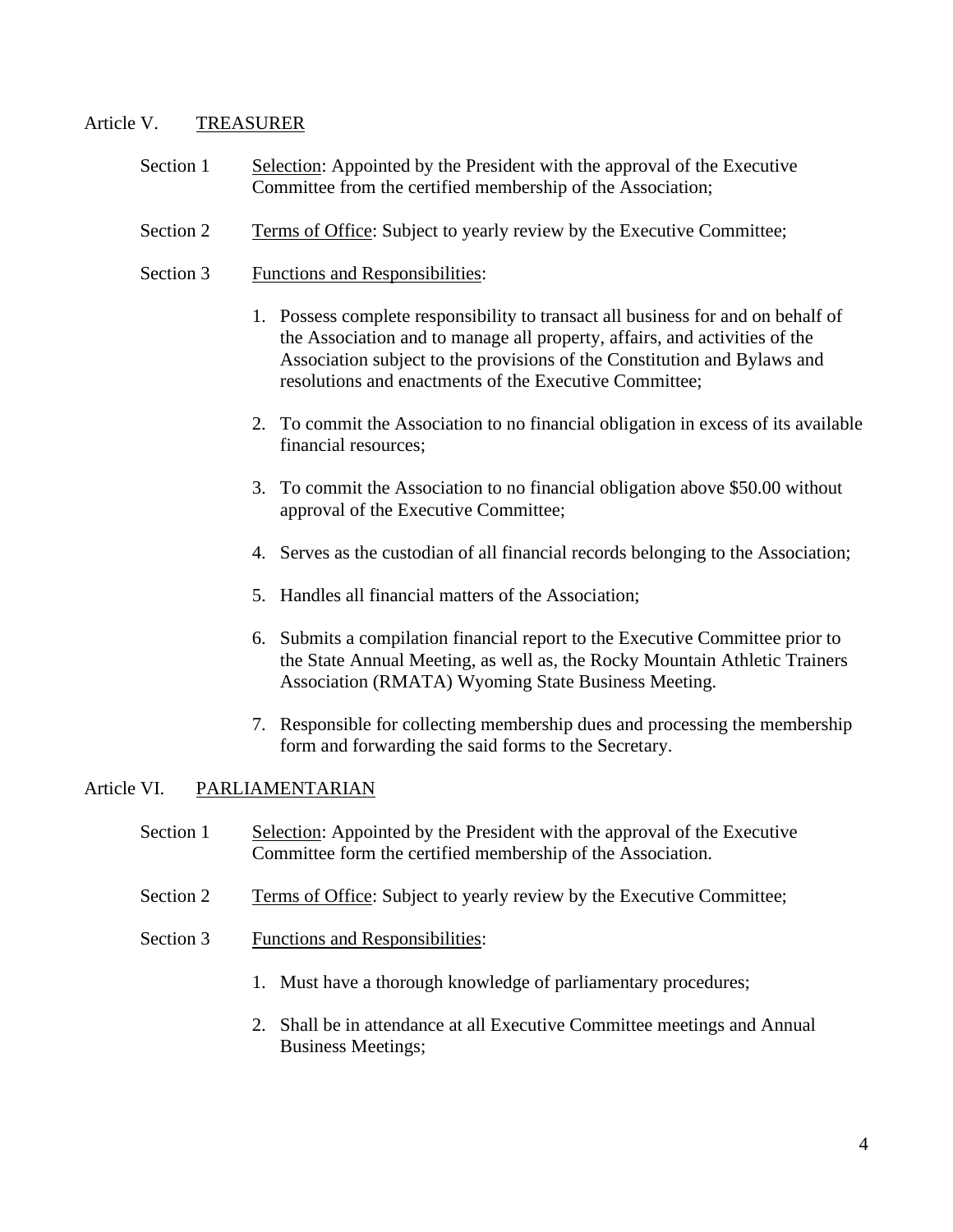## Article V. TREASURER

Section 1 Selection: Appointed by the President with the approval of the Executive Committee from the certified membership of the Association;

Section 2 Terms of Office: Subject to yearly review by the Executive Committee;

Section 3 Functions and Responsibilities:

1. Possess complete responsibility to transact all business for and on behalf of the Association and to manage all property, affairs, and activities of the Association subject to the provisions of the Constitution and Bylaws and resolutions and enactments of the Executive Committee;

2. To commit the Association to no financial obligation in excess of its available financial resources;

3. To commit the Association to no financial obligation above $50.00 without approval of the Executive Committee;

4. Serves as the custodian of all financial records belonging to the Association;

5. Handles all financial matters of the Association;

6. Submits a compilation financial report to the Executive Committee prior to the State Annual Meeting, as well as, the Rocky Mountain Athletic Trainers Association (RMATA) Wyoming State Business Meeting.

7. Responsible for collecting membership dues and processing the membership form and forwarding the said forms to the Secretary.

## Article VI. PARLIAMENTARIAN

Section 1 Selection: Appointed by the President with the approval of the Executive Committee form the certified membership of the Association.

Section 2 Terms of Office: Subject to yearly review by the Executive Committee;

Section 3 Functions and Responsibilities:

1. Must have a thorough knowledge of parliamentary procedures;

2. Shall be in attendance at all Executive Committee meetings and Annual Business Meetings;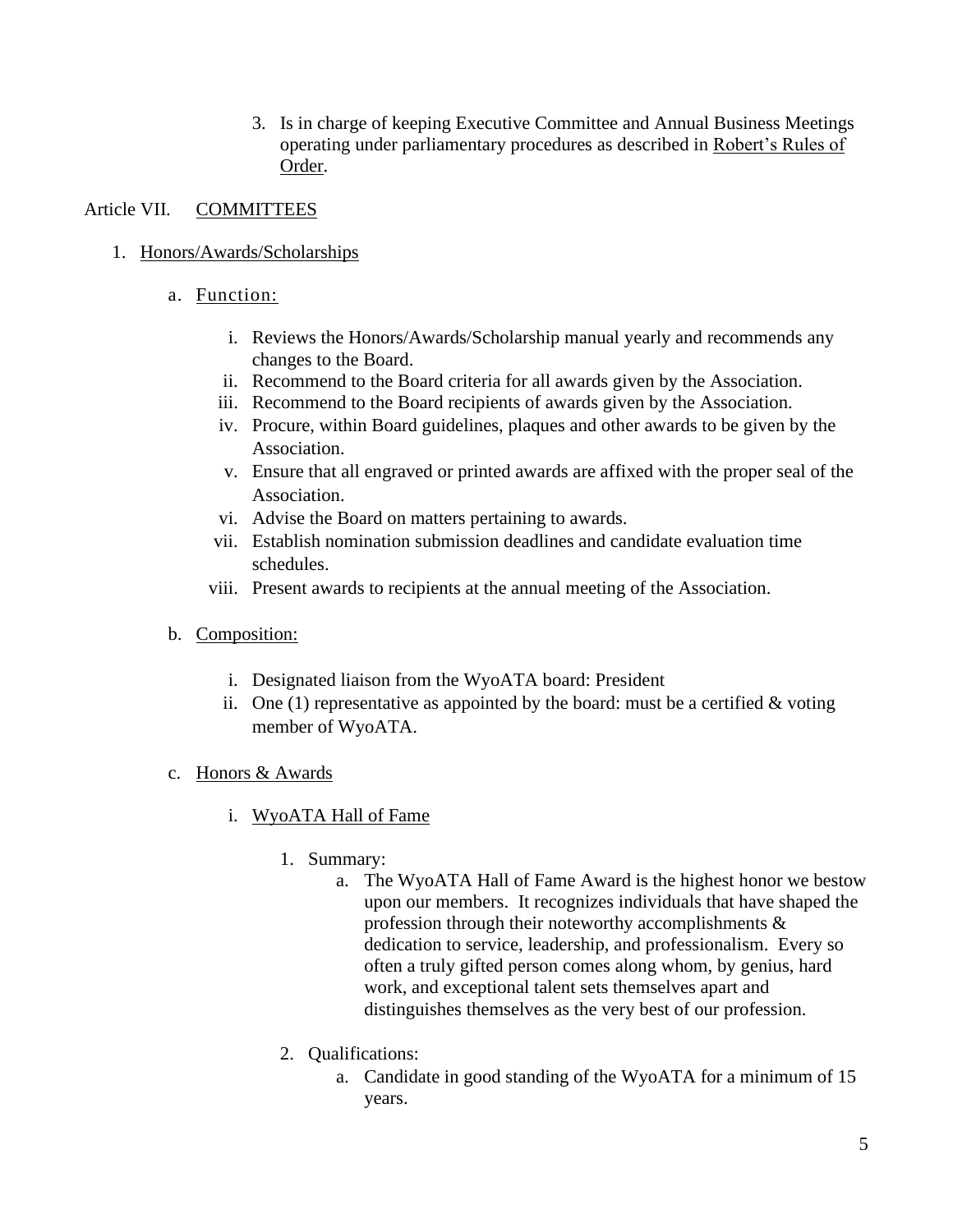3. Is in charge of keeping Executive Committee and Annual Business Meetings operating under parliamentary procedures as described in Robert's Rules of Order.

## Article VII. COMMITTEES

1. Honors/Awards/Scholarships

   a. Function:

      i. Reviews the Honors/Awards/Scholarship manual yearly and recommends any changes to the Board.
      ii. Recommend to the Board criteria for all awards given by the Association.
      iii. Recommend to the Board recipients of awards given by the Association.
      iv. Procure, within Board guidelines, plaques and other awards to be given by the Association.
      v. Ensure that all engraved or printed awards are affixed with the proper seal of the Association.
      vi. Advise the Board on matters pertaining to awards.
      vii. Establish nomination submission deadlines and candidate evaluation time schedules.
      viii. Present awards to recipients at the annual meeting of the Association.

   b. Composition:

      i. Designated liaison from the WyoATA board: President
      ii. One (1) representative as appointed by the board: must be a certified & voting member of WyoATA.

   c. Honors & Awards

      i. WyoATA Hall of Fame

         1. Summary:
            a. The WyoATA Hall of Fame Award is the highest honor we bestow upon our members. It recognizes individuals that have shaped the profession through their noteworthy accomplishments & dedication to service, leadership, and professionalism. Every so often a truly gifted person comes along whom, by genius, hard work, and exceptional talent sets themselves apart and distinguishes themselves as the very best of our profession.

         2. Qualifications:
            a. Candidate in good standing of the WyoATA for a minimum of 15 years.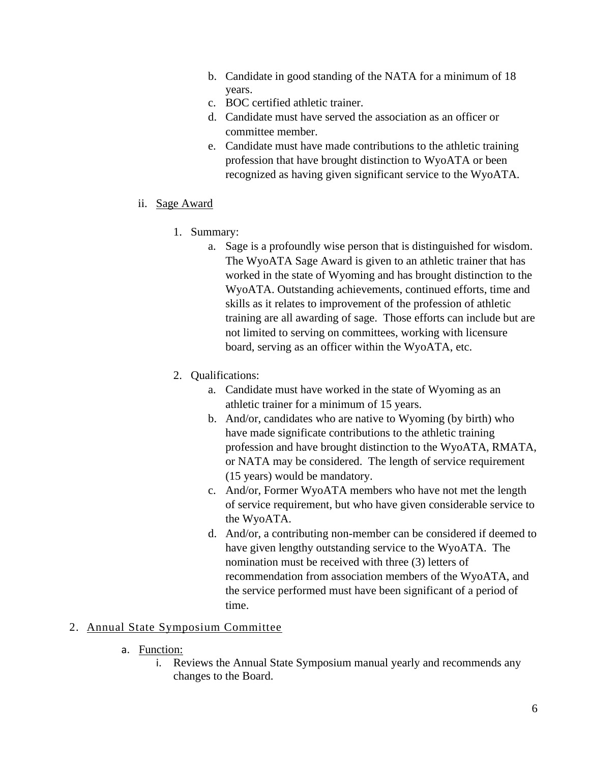b. Candidate in good standing of the NATA for a minimum of 18 years.
   c. BOC certified athletic trainer.
   d. Candidate must have served the association as an officer or committee member.
   e. Candidate must have made contributions to the athletic training profession that have brought distinction to WyoATA or been recognized as having given significant service to the WyoATA.

ii. <u>Sage Award</u>

1. Summary:
   a. Sage is a profoundly wise person that is distinguished for wisdom. The WyoATA Sage Award is given to an athletic trainer that has worked in the state of Wyoming and has brought distinction to the WyoATA. Outstanding achievements, continued efforts, time and skills as it relates to improvement of the profession of athletic training are all awarding of sage. Those efforts can include but are not limited to serving on committees, working with licensure board, serving as an officer within the WyoATA, etc.

2. Qualifications:
   a. Candidate must have worked in the state of Wyoming as an athletic trainer for a minimum of 15 years.
   b. And/or, candidates who are native to Wyoming (by birth) who have made significate contributions to the athletic training profession and have brought distinction to the WyoATA, RMATA, or NATA may be considered. The length of service requirement (15 years) would be mandatory.
   c. And/or, Former WyoATA members who have not met the length of service requirement, but who have given considerable service to the WyoATA.
   d. And/or, a contributing non-member can be considered if deemed to have given lengthy outstanding service to the WyoATA. The nomination must be received with three (3) letters of recommendation from association members of the WyoATA, and the service performed must have been significant of a period of time.

2. <u>Annual State Symposium Committee</u>

   a. <u>Function:</u>
      i. Reviews the Annual State Symposium manual yearly and recommends any changes to the Board.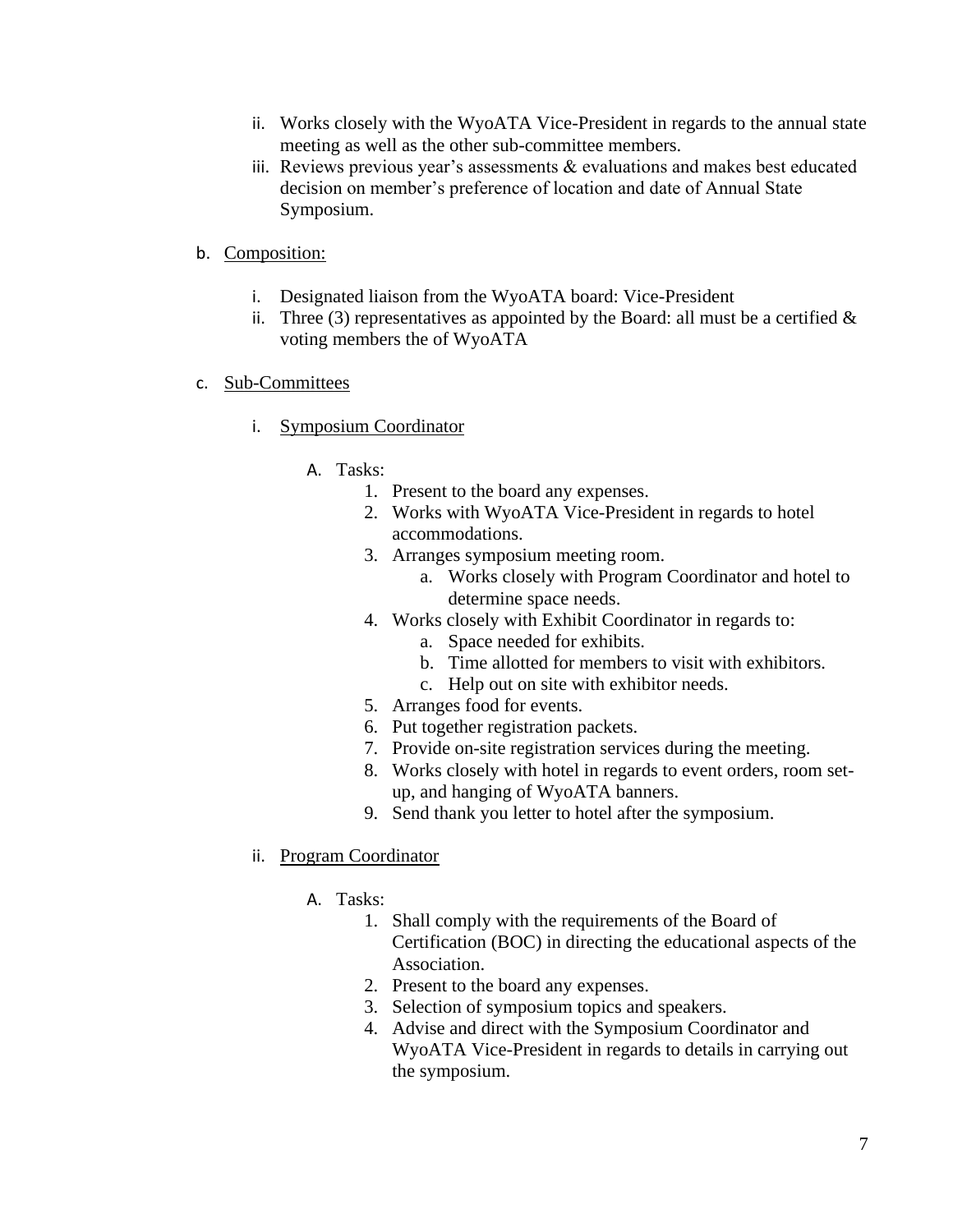ii. Works closely with the WyoATA Vice-President in regards to the annual state meeting as well as the other sub-committee members.
iii. Reviews previous year's assessments & evaluations and makes best educated decision on member's preference of location and date of Annual State Symposium.

b. <u>Composition:</u>

i. Designated liaison from the WyoATA board: Vice-President
ii. Three (3) representatives as appointed by the Board: all must be a certified & voting members the of WyoATA

c. <u>Sub-Committees</u>

i. <u>Symposium Coordinator</u>

A. Tasks:
1. Present to the board any expenses.
2. Works with WyoATA Vice-President in regards to hotel accommodations.
3. Arranges symposium meeting room.
    a. Works closely with Program Coordinator and hotel to determine space needs.
4. Works closely with Exhibit Coordinator in regards to:
    a. Space needed for exhibits.
    b. Time allotted for members to visit with exhibitors.
    c. Help out on site with exhibitor needs.
5. Arranges food for events.
6. Put together registration packets.
7. Provide on-site registration services during the meeting.
8. Works closely with hotel in regards to event orders, room set-up, and hanging of WyoATA banners.
9. Send thank you letter to hotel after the symposium.

ii. <u>Program Coordinator</u>

A. Tasks:
1. Shall comply with the requirements of the Board of Certification (BOC) in directing the educational aspects of the Association.
2. Present to the board any expenses.
3. Selection of symposium topics and speakers.
4. Advise and direct with the Symposium Coordinator and WyoATA Vice-President in regards to details in carrying out the symposium.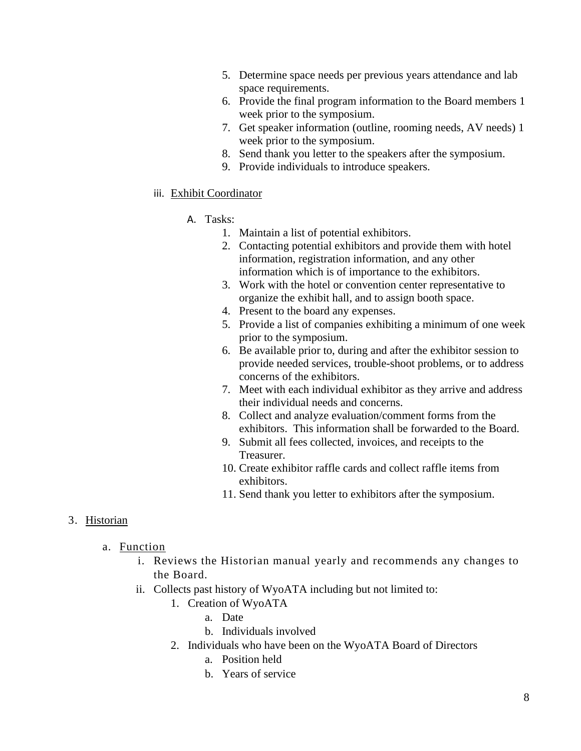5. Determine space needs per previous years attendance and lab space requirements.
6. Provide the final program information to the Board members 1 week prior to the symposium.
7. Get speaker information (outline, rooming needs, AV needs) 1 week prior to the symposium.
8. Send thank you letter to the speakers after the symposium.
9. Provide individuals to introduce speakers.

iii. <u>Exhibit Coordinator</u>

A. Tasks:

1. Maintain a list of potential exhibitors.
2. Contacting potential exhibitors and provide them with hotel information, registration information, and any other information which is of importance to the exhibitors.
3. Work with the hotel or convention center representative to organize the exhibit hall, and to assign booth space.
4. Present to the board any expenses.
5. Provide a list of companies exhibiting a minimum of one week prior to the symposium.
6. Be available prior to, during and after the exhibitor session to provide needed services, trouble-shoot problems, or to address concerns of the exhibitors.
7. Meet with each individual exhibitor as they arrive and address their individual needs and concerns.
8. Collect and analyze evaluation/comment forms from the exhibitors. This information shall be forwarded to the Board.
9. Submit all fees collected, invoices, and receipts to the Treasurer.
10. Create exhibitor raffle cards and collect raffle items from exhibitors.
11. Send thank you letter to exhibitors after the symposium.

3. <u>Historian</u>

a. <u>Function</u>

i. Reviews the Historian manual yearly and recommends any changes to the Board.

ii. Collects past history of WyoATA including but not limited to:

1. Creation of WyoATA
   a. Date
   b. Individuals involved
2. Individuals who have been on the WyoATA Board of Directors
   a. Position held
   b. Years of service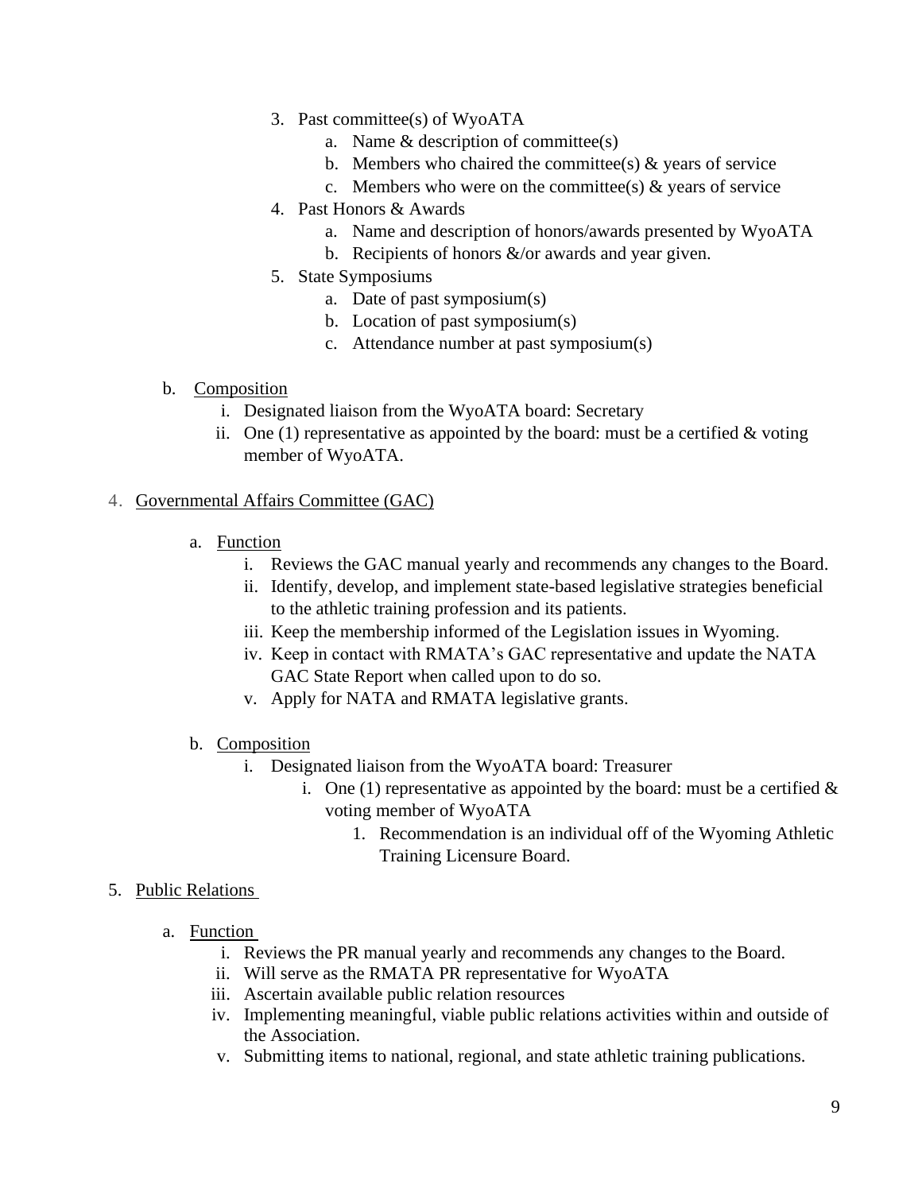3. Past committee(s) of WyoATA
    a. Name & description of committee(s)
    b. Members who chaired the committee(s) & years of service
    c. Members who were on the committee(s) & years of service
4. Past Honors & Awards
    a. Name and description of honors/awards presented by WyoATA
    b. Recipients of honors &/or awards and year given.
5. State Symposiums
    a. Date of past symposium(s)
    b. Location of past symposium(s)
    c. Attendance number at past symposium(s)

b. <u>Composition</u>
    i. Designated liaison from the WyoATA board: Secretary
    ii. One (1) representative as appointed by the board: must be a certified & voting member of WyoATA.

4. <u>Governmental Affairs Committee (GAC)</u>

    a. <u>Function</u>
        i. Reviews the GAC manual yearly and recommends any changes to the Board.
        ii. Identify, develop, and implement state-based legislative strategies beneficial to the athletic training profession and its patients.
        iii. Keep the membership informed of the Legislation issues in Wyoming.
        iv. Keep in contact with RMATA's GAC representative and update the NATA GAC State Report when called upon to do so.
        v. Apply for NATA and RMATA legislative grants.

    b. <u>Composition</u>
        i. Designated liaison from the WyoATA board: Treasurer
            i. One (1) representative as appointed by the board: must be a certified & voting member of WyoATA
                1. Recommendation is an individual off of the Wyoming Athletic Training Licensure Board.

5. <u>Public Relations</u>

    a. <u>Function</u>
        i. Reviews the PR manual yearly and recommends any changes to the Board.
        ii. Will serve as the RMATA PR representative for WyoATA
        iii. Ascertain available public relation resources
        iv. Implementing meaningful, viable public relations activities within and outside of the Association.
        v. Submitting items to national, regional, and state athletic training publications.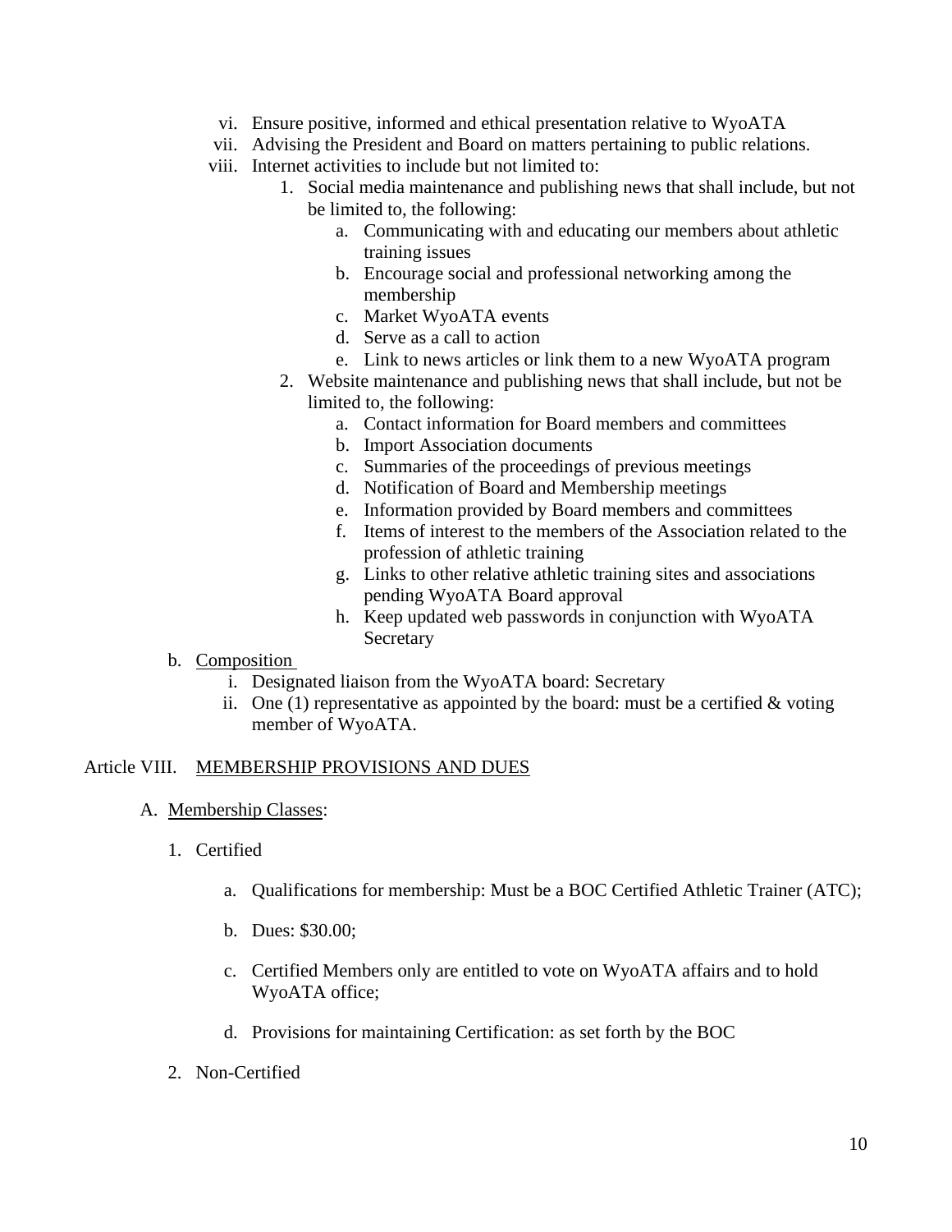vi. Ensure positive, informed and ethical presentation relative to WyoATA
vii. Advising the President and Board on matters pertaining to public relations.
viii. Internet activities to include but not limited to:
  1. Social media maintenance and publishing news that shall include, but not be limited to, the following:
     a. Communicating with and educating our members about athletic training issues
     b. Encourage social and professional networking among the membership
     c. Market WyoATA events
     d. Serve as a call to action
     e. Link to news articles or link them to a new WyoATA program
  2. Website maintenance and publishing news that shall include, but not be limited to, the following:
     a. Contact information for Board members and committees
     b. Import Association documents
     c. Summaries of the proceedings of previous meetings
     d. Notification of Board and Membership meetings
     e. Information provided by Board members and committees
     f. Items of interest to the members of the Association related to the profession of athletic training
     g. Links to other relative athletic training sites and associations pending WyoATA Board approval
     h. Keep updated web passwords in conjunction with WyoATA Secretary

b. <u>Composition</u>
   i. Designated liaison from the WyoATA board: Secretary
   ii. One (1) representative as appointed by the board: must be a certified & voting member of WyoATA.

## Article VIII. <u>MEMBERSHIP PROVISIONS AND DUES</u>

A. <u>Membership Classes</u>:

1. Certified

   a. Qualifications for membership: Must be a BOC Certified Athletic Trainer (ATC);

   b. Dues: $30.00;

   c. Certified Members only are entitled to vote on WyoATA affairs and to hold WyoATA office;

   d. Provisions for maintaining Certification: as set forth by the BOC

2. Non-Certified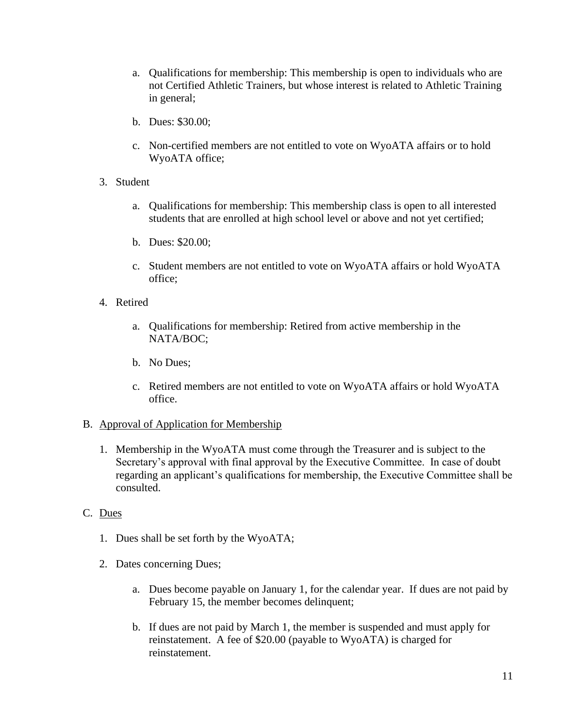a. Qualifications for membership: This membership is open to individuals who are not Certified Athletic Trainers, but whose interest is related to Athletic Training in general;

b. Dues: $30.00;

c. Non-certified members are not entitled to vote on WyoATA affairs or to hold WyoATA office;

3. Student

   a. Qualifications for membership: This membership class is open to all interested students that are enrolled at high school level or above and not yet certified;

   b. Dues: $20.00;

   c. Student members are not entitled to vote on WyoATA affairs or hold WyoATA office;

4. Retired

   a. Qualifications for membership: Retired from active membership in the NATA/BOC;

   b. No Dues;

   c. Retired members are not entitled to vote on WyoATA affairs or hold WyoATA office.

B. <u>Approval of Application for Membership</u>

   1. Membership in the WyoATA must come through the Treasurer and is subject to the Secretary's approval with final approval by the Executive Committee. In case of doubt regarding an applicant's qualifications for membership, the Executive Committee shall be consulted.

C. <u>Dues</u>

   1. Dues shall be set forth by the WyoATA;

   2. Dates concerning Dues;

      a. Dues become payable on January 1, for the calendar year. If dues are not paid by February 15, the member becomes delinquent;

      b. If dues are not paid by March 1, the member is suspended and must apply for reinstatement. A fee of $20.00 (payable to WyoATA) is charged for reinstatement.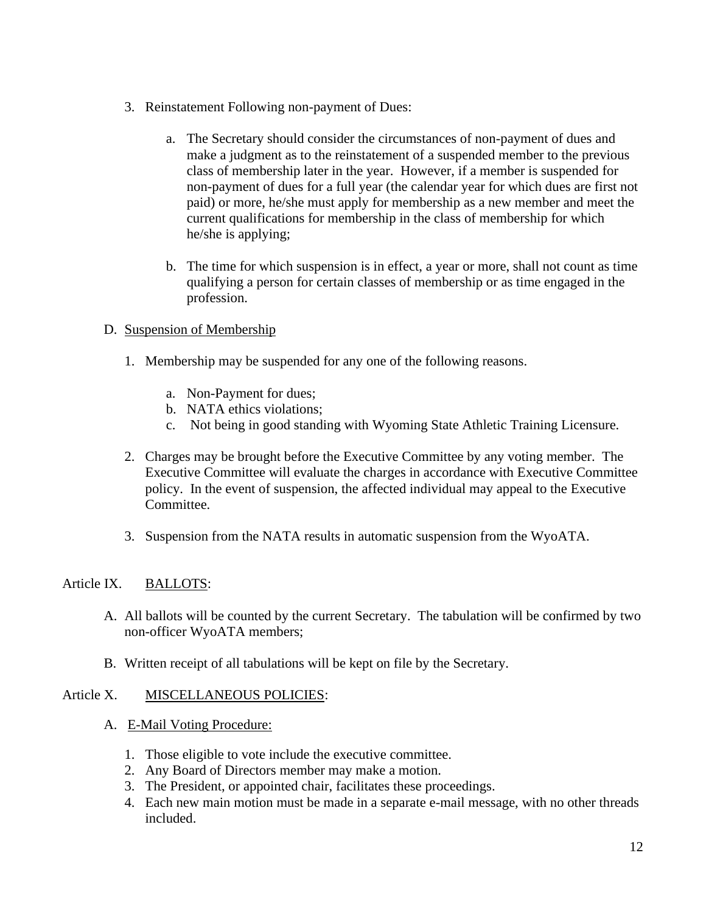3. Reinstatement Following non-payment of Dues:

    a. The Secretary should consider the circumstances of non-payment of dues and make a judgment as to the reinstatement of a suspended member to the previous class of membership later in the year. However, if a member is suspended for non-payment of dues for a full year (the calendar year for which dues are first not paid) or more, he/she must apply for membership as a new member and meet the current qualifications for membership in the class of membership for which he/she is applying;

    b. The time for which suspension is in effect, a year or more, shall not count as time qualifying a person for certain classes of membership or as time engaged in the profession.

D. <u>Suspension of Membership</u>

1. Membership may be suspended for any one of the following reasons.

    a. Non-Payment for dues;
    b. NATA ethics violations;
    c. Not being in good standing with Wyoming State Athletic Training Licensure.

2. Charges may be brought before the Executive Committee by any voting member. The Executive Committee will evaluate the charges in accordance with Executive Committee policy. In the event of suspension, the affected individual may appeal to the Executive Committee.

3. Suspension from the NATA results in automatic suspension from the WyoATA.

## Article IX. <u>BALLOTS</u>:

A. All ballots will be counted by the current Secretary. The tabulation will be confirmed by two non-officer WyoATA members;

B. Written receipt of all tabulations will be kept on file by the Secretary.

## Article X. <u>MISCELLANEOUS POLICIES</u>:

A. <u>E-Mail Voting Procedure:</u>

1. Those eligible to vote include the executive committee.
2. Any Board of Directors member may make a motion.
3. The President, or appointed chair, facilitates these proceedings.
4. Each new main motion must be made in a separate e-mail message, with no other threads included.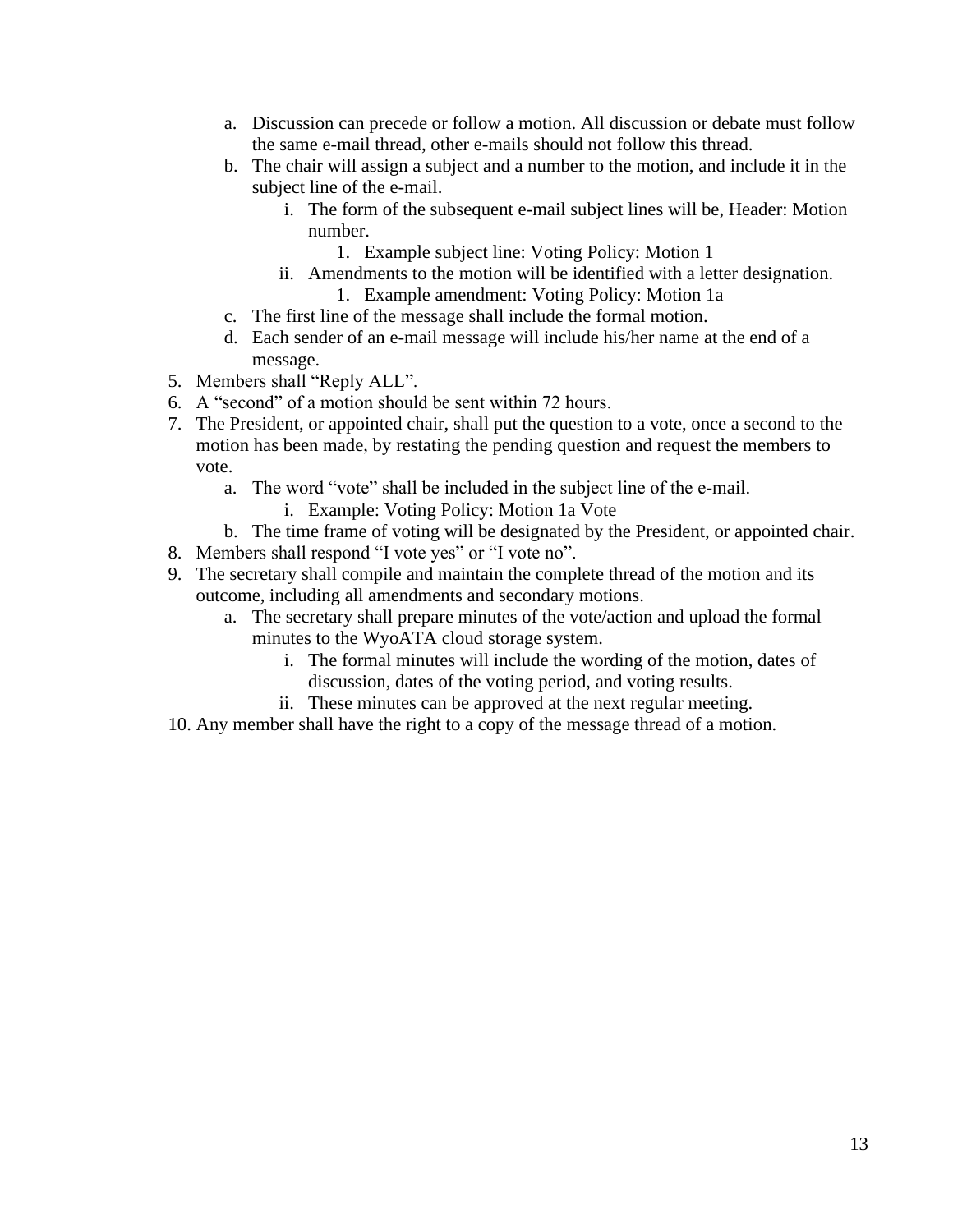a. Discussion can precede or follow a motion. All discussion or debate must follow the same e-mail thread, other e-mails should not follow this thread.
   b. The chair will assign a subject and a number to the motion, and include it in the subject line of the e-mail.
      i. The form of the subsequent e-mail subject lines will be, Header: Motion number.
         1. Example subject line: Voting Policy: Motion 1
      ii. Amendments to the motion will be identified with a letter designation.
         1. Example amendment: Voting Policy: Motion 1a
   c. The first line of the message shall include the formal motion.
   d. Each sender of an e-mail message will include his/her name at the end of a message.
5. Members shall "Reply ALL".
6. A "second" of a motion should be sent within 72 hours.
7. The President, or appointed chair, shall put the question to a vote, once a second to the motion has been made, by restating the pending question and request the members to vote.
   a. The word "vote" shall be included in the subject line of the e-mail.
      i. Example: Voting Policy: Motion 1a Vote
   b. The time frame of voting will be designated by the President, or appointed chair.
8. Members shall respond "I vote yes" or "I vote no".
9. The secretary shall compile and maintain the complete thread of the motion and its outcome, including all amendments and secondary motions.
   a. The secretary shall prepare minutes of the vote/action and upload the formal minutes to the WyoATA cloud storage system.
      i. The formal minutes will include the wording of the motion, dates of discussion, dates of the voting period, and voting results.
      ii. These minutes can be approved at the next regular meeting.
10. Any member shall have the right to a copy of the message thread of a motion.